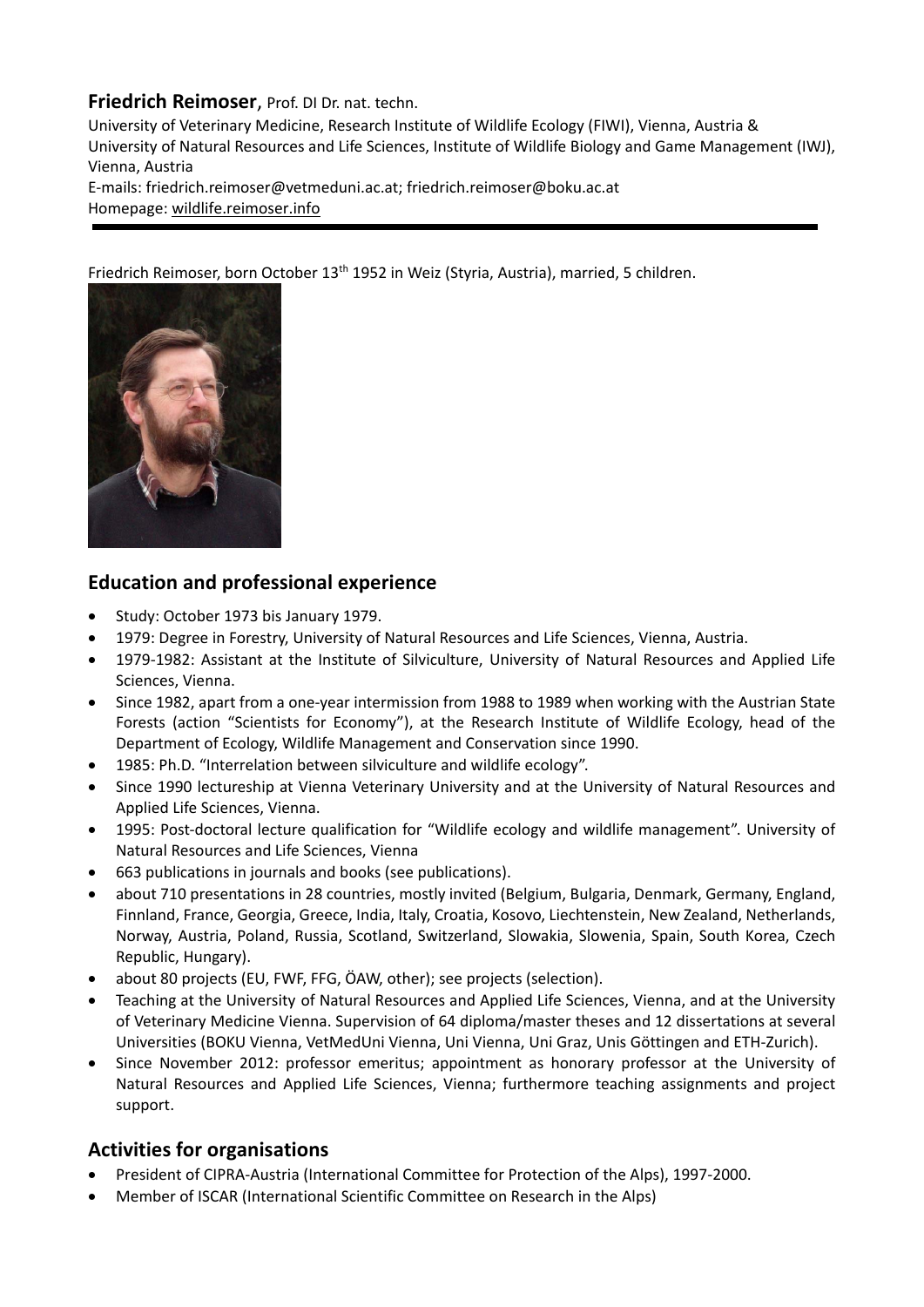**Friedrich Reimoser**, Prof. DI Dr. nat. techn.

University of Veterinary Medicine, Research Institute of Wildlife Ecology (FIWI), Vienna, Austria &
University of Natural Resources and Life Sciences, Institute of Wildlife Biology and Game Management (IWJ), Vienna, Austria
E-mails: friedrich.reimoser@vetmeduni.ac.at; friedrich.reimoser@boku.ac.at
Homepage: wildlife.reimoser.info

Friedrich Reimoser, born October 13th 1952 in Weiz (Styria, Austria), married, 5 children.

## Education and professional experience

- Study: October 1973 bis January 1979.
- 1979: Degree in Forestry, University of Natural Resources and Life Sciences, Vienna, Austria.
- 1979-1982: Assistant at the Institute of Silviculture, University of Natural Resources and Applied Life Sciences, Vienna.
- Since 1982, apart from a one-year intermission from 1988 to 1989 when working with the Austrian State Forests (action "Scientists for Economy"), at the Research Institute of Wildlife Ecology, head of the Department of Ecology, Wildlife Management and Conservation since 1990.
- 1985: Ph.D. "Interrelation between silviculture and wildlife ecology".
- Since 1990 lectureship at Vienna Veterinary University and at the University of Natural Resources and Applied Life Sciences, Vienna.
- 1995: Post-doctoral lecture qualification for "Wildlife ecology and wildlife management". University of Natural Resources and Life Sciences, Vienna
- 663 publications in journals and books (see publications).
- about 710 presentations in 28 countries, mostly invited (Belgium, Bulgaria, Denmark, Germany, England, Finnland, France, Georgia, Greece, India, Italy, Croatia, Kosovo, Liechtenstein, New Zealand, Netherlands, Norway, Austria, Poland, Russia, Scotland, Switzerland, Slowakia, Slowenia, Spain, South Korea, Czech Republic, Hungary).
- about 80 projects (EU, FWF, FFG, ÖAW, other); see projects (selection).
- Teaching at the University of Natural Resources and Applied Life Sciences, Vienna, and at the University of Veterinary Medicine Vienna. Supervision of 64 diploma/master theses and 12 dissertations at several Universities (BOKU Vienna, VetMedUni Vienna, Uni Vienna, Uni Graz, Unis Göttingen and ETH-Zurich).
- Since November 2012: professor emeritus; appointment as honorary professor at the University of Natural Resources and Applied Life Sciences, Vienna; furthermore teaching assignments and project support.

## Activities for organisations

- President of CIPRA-Austria (International Committee for Protection of the Alps), 1997-2000.
- Member of ISCAR (International Scientific Committee on Research in the Alps)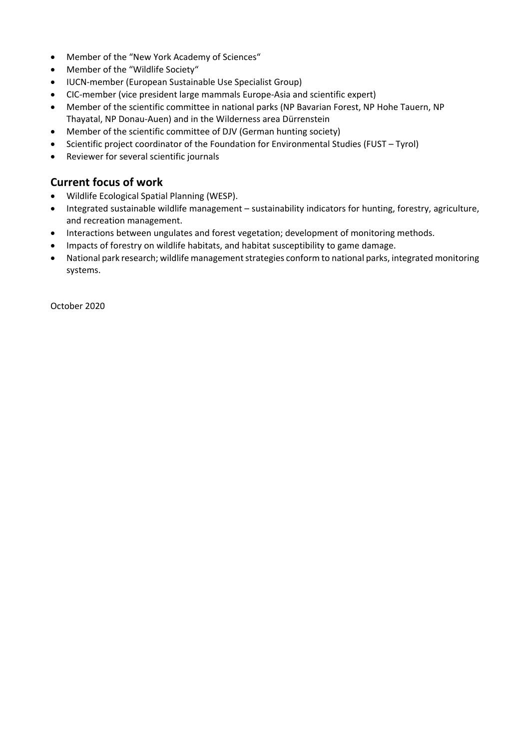- Member of the "New York Academy of Sciences"
- Member of the "Wildlife Society"
- IUCN-member (European Sustainable Use Specialist Group)
- CIC-member (vice president large mammals Europe-Asia and scientific expert)
- Member of the scientific committee in national parks (NP Bavarian Forest, NP Hohe Tauern, NP Thayatal, NP Donau-Auen) and in the Wilderness area Dürrenstein
- Member of the scientific committee of DJV (German hunting society)
- Scientific project coordinator of the Foundation for Environmental Studies (FUST – Tyrol)
- Reviewer for several scientific journals

## Current focus of work

- Wildlife Ecological Spatial Planning (WESP).
- Integrated sustainable wildlife management – sustainability indicators for hunting, forestry, agriculture, and recreation management.
- Interactions between ungulates and forest vegetation; development of monitoring methods.
- Impacts of forestry on wildlife habitats, and habitat susceptibility to game damage.
- National park research; wildlife management strategies conform to national parks, integrated monitoring systems.

October 2020